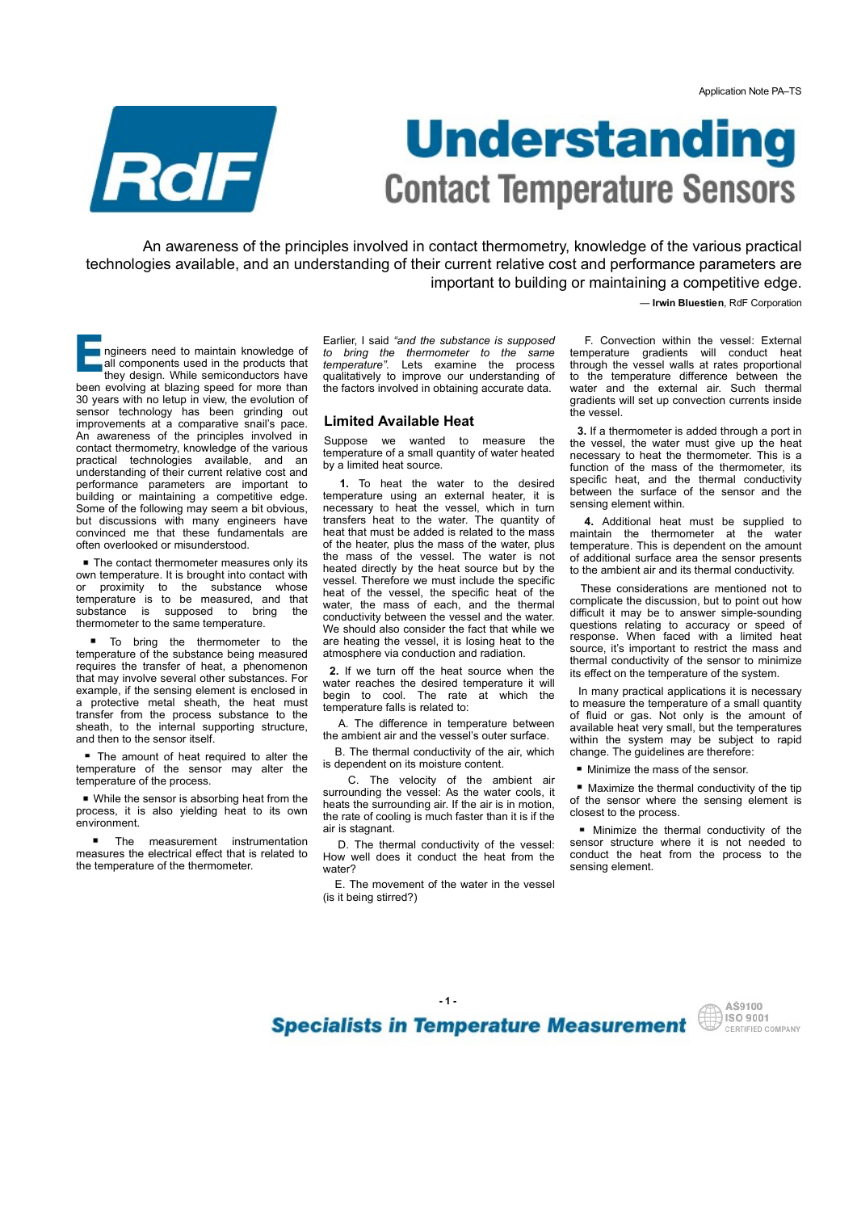Application Note PA–TS

# Understanding

## Contact Temperature Sensors

An awareness of the principles involved in contact thermometry, knowledge of the various practical technologies available, and an understanding of their current relative cost and performance parameters are important to building or maintaining a competitive edge.

— **Irwin Bluestien**, RdF Corporation

Engineers need to maintain knowledge of all components used in the products that they design. While semiconductors have been evolving at blazing speed for more than 30 years with no letup in view, the evolution of sensor technology has been grinding out improvements at a comparative snail's pace. An awareness of the principles involved in contact thermometry, knowledge of the various practical technologies available, and an understanding of their current relative cost and performance parameters are important to building or maintaining a competitive edge. Some of the following may seem a bit obvious, but discussions with many engineers have convinced me that these fundamentals are often overlooked or misunderstood.

- The contact thermometer measures only its own temperature. It is brought into contact with or proximity to the substance whose temperature is to be measured, and that substance is supposed to bring the thermometer to the same temperature.
- To bring the thermometer to the temperature of the substance being measured requires the transfer of heat, a phenomenon that may involve several other substances. For example, if the sensing element is enclosed in a protective metal sheath, the heat must transfer from the process substance to the sheath, to the internal supporting structure, and then to the sensor itself.
- The amount of heat required to alter the temperature of the sensor may alter the temperature of the process.
- While the sensor is absorbing heat from the process, it is also yielding heat to its own environment.
- The measurement instrumentation measures the electrical effect that is related to the temperature of the thermometer.

Earlier, I said *"and the substance is supposed to bring the thermometer to the same temperature".* Lets examine the process qualitatively to improve our understanding of the factors involved in obtaining accurate data.

## Limited Available Heat

Suppose we wanted to measure the temperature of a small quantity of water heated by a limited heat source.

**1.** To heat the water to the desired temperature using an external heater, it is necessary to heat the vessel, which in turn transfers heat to the water. The quantity of heat that must be added is related to the mass of the heater, plus the mass of the water, plus the mass of the vessel. The water is not heated directly by the heat source but by the vessel. Therefore we must include the specific heat of the vessel, the specific heat of the water, the mass of each, and the thermal conductivity between the vessel and the water. We should also consider the fact that while we are heating the vessel, it is losing heat to the atmosphere via conduction and radiation.

**2.** If we turn off the heat source when the water reaches the desired temperature it will begin to cool. The rate at which the temperature falls is related to:

A. The difference in temperature between the ambient air and the vessel's outer surface.

B. The thermal conductivity of the air, which is dependent on its moisture content.

C. The velocity of the ambient air surrounding the vessel: As the water cools, it heats the surrounding air. If the air is in motion, the rate of cooling is much faster than it is if the air is stagnant.

D. The thermal conductivity of the vessel: How well does it conduct the heat from the water?

E. The movement of the water in the vessel (is it being stirred?)

F. Convection within the vessel: External temperature gradients will conduct heat through the vessel walls at rates proportional to the temperature difference between the water and the external air. Such thermal gradients will set up convection currents inside the vessel.

**3.** If a thermometer is added through a port in the vessel, the water must give up the heat necessary to heat the thermometer. This is a function of the mass of the thermometer, its specific heat, and the thermal conductivity between the surface of the sensor and the sensing element within.

**4.** Additional heat must be supplied to maintain the thermometer at the water temperature. This is dependent on the amount of additional surface area the sensor presents to the ambient air and its thermal conductivity.

These considerations are mentioned not to complicate the discussion, but to point out how difficult it may be to answer simple-sounding questions relating to accuracy or speed of response. When faced with a limited heat source, it's important to restrict the mass and thermal conductivity of the sensor to minimize its effect on the temperature of the system.

In many practical applications it is necessary to measure the temperature of a small quantity of fluid or gas. Not only is the amount of available heat very small, but the temperatures within the system may be subject to rapid change. The guidelines are therefore:

- Minimize the mass of the sensor.
- Maximize the thermal conductivity of the tip of the sensor where the sensing element is closest to the process.
- Minimize the thermal conductivity of the sensor structure where it is not needed to conduct the heat from the process to the sensing element.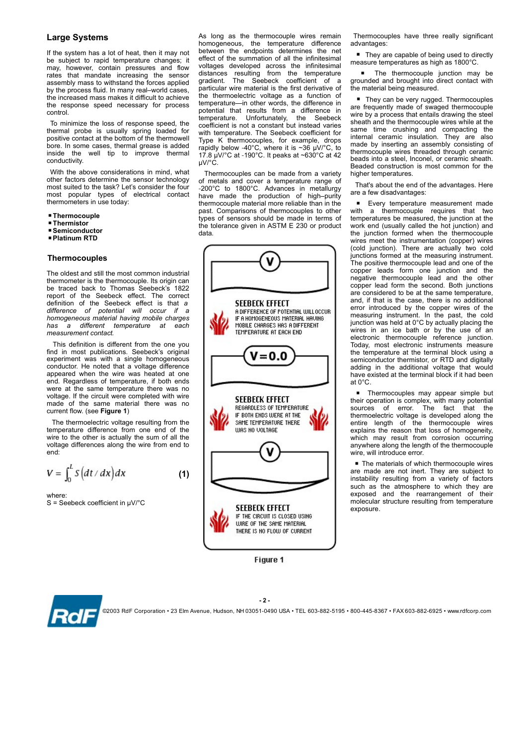## Large Systems

If the system has a lot of heat, then it may not be subject to rapid temperature changes; it may, however, contain pressures and flow rates that mandate increasing the sensor assembly mass to withstand the forces applied by the process fluid. In many real–world cases, the increased mass makes it difficult to achieve the response speed necessary for process control.

To minimize the loss of response speed, the thermal probe is usually spring loaded for positive contact at the bottom of the thermowell bore. In some cases, thermal grease is added inside the well tip to improve thermal conductivity.

With the above considerations in mind, what other factors determine the sensor technology most suited to the task? Let's consider the four most popular types of electrical contact thermometers in use today:

- **Thermocouple**
- **Thermistor**
- **Semiconductor**
- **Platinum RTD**

## Thermocouples

The oldest and still the most common industrial thermometer is the thermocouple. Its origin can be traced back to Thomas Seebeck's 1822 report of the Seebeck effect. The correct definition of the Seebeck effect is that *a difference of potential will occur if a homogeneous material having mobile charges has a different temperature at each measurement contact.*

This definition is different from the one you find in most publications. Seebeck's original experiment was with a single homogeneous conductor. He noted that a voltage difference appeared when the wire was heated at one end. Regardless of temperature, if both ends were at the same temperature there was no voltage. If the circuit were completed with wire made of the same material there was no current flow. (see **Figure 1**)

The thermoelectric voltage resulting from the temperature difference from one end of the wire to the other is actually the sum of all the voltage differences along the wire from end to end:

$$V = \int_0^L S\left(dt/dx\right)dx \qquad \textbf{(1)}$$

where:
S = Seebeck coefficient in µV/°C

As long as the thermocouple wires remain homogeneous, the temperature difference between the endpoints determines the net effect of the summation of all the infinitesimal voltages developed across the infinitesimal distances resulting from the temperature gradient. The Seebeck coefficient of a particular wire material is the first derivative of the thermoelectric voltage as a function of temperature—in other words, the difference in potential that results from a difference in temperature. Unfortunately, the Seebeck coefficient is not a constant but instead varies with temperature. The Seebeck coefficient for Type K thermocouples, for example, drops rapidly below -40°C, where it is ~36 µV/°C, to 17.8 µV/°C at -190°C. It peaks at ~630°C at 42 µV/°C.

Thermocouples can be made from a variety of metals and cover a temperature range of -200°C to 1800°C. Advances in metallurgy have made the production of high–purity thermocouple material more reliable than in the past. Comparisons of thermocouples to other types of sensors should be made in terms of the tolerance given in ASTM E 230 or product data.

V

SEEBECK EFFECT
A DIFFERENCE OF POTENTIAL WILL OCCUR IF A HOMOGENEOUS MATERIAL HAVING MOBILE CHARGES HAS A DIFFERENT TEMPERATURE AT EACH END

V=0.0

SEEBECK EFFECT
REGARDLESS OF TEMPERATURE IF BOTH ENDS WERE AT THE SAME TEMPERATURE THERE WAS NO VOLTAGE

V

SEEBECK EFFECT
IF THE CIRCUIT IS CLOSED USING WIRE OF THE SAME MATERIAL THERE IS NO FLOW OF CURRENT

**Figure 1**

Thermocouples have three really significant advantages:

- They are capable of being used to directly measure temperatures as high as 1800°C.
- The thermocouple junction may be grounded and brought into direct contact with the material being measured.
- They can be very rugged. Thermocouples are frequently made of swaged thermocouple wire by a process that entails drawing the steel sheath and the thermocouple wires while at the same time crushing and compacting the internal ceramic insulation. They are also made by inserting an assembly consisting of thermocouple wires threaded through ceramic beads into a steel, Inconel, or ceramic sheath. Beaded construction is most common for the higher temperatures.

That's about the end of the advantages. Here are a few disadvantages:

- Every temperature measurement made with a thermocouple requires that two temperatures be measured, the junction at the work end (usually called the hot junction) and the junction formed when the thermocouple wires meet the instrumentation (copper) wires (cold junction). There are actually two cold junctions formed at the measuring instrument. The positive thermocouple lead and one of the copper leads form one junction and the negative thermocouple lead and the other copper lead form the second. Both junctions are considered to be at the same temperature, and, if that is the case, there is no additional error introduced by the copper wires of the measuring instrument. In the past, the cold junction was held at 0°C by actually placing the wires in an ice bath or by the use of an electronic thermocouple reference junction. Today, most electronic instruments measure the temperature at the terminal block using a semiconductor thermistor, or RTD and digitally adding in the additional voltage that would have existed at the terminal block if it had been at 0°C.
- Thermocouples may appear simple but their operation is complex, with many potential sources of error. The fact that the thermoelectric voltage is developed along the entire length of the thermocouple wires explains the reason that loss of homogeneity, which may result from corrosion occurring anywhere along the length of the thermocouple wire, will introduce error.
- The materials of which thermocouple wires are made are not inert. They are subject to instability resulting from a variety of factors such as the atmosphere to which they are exposed and the rearrangement of their molecular structure resulting from temperature exposure.

©2003 RdF Corporation • 23 Elm Avenue, Hudson, NH 03051-0490 USA • TEL 603-882-5195 • 800-445-8367 • FAX 603-882-6925 • www.rdfcorp.com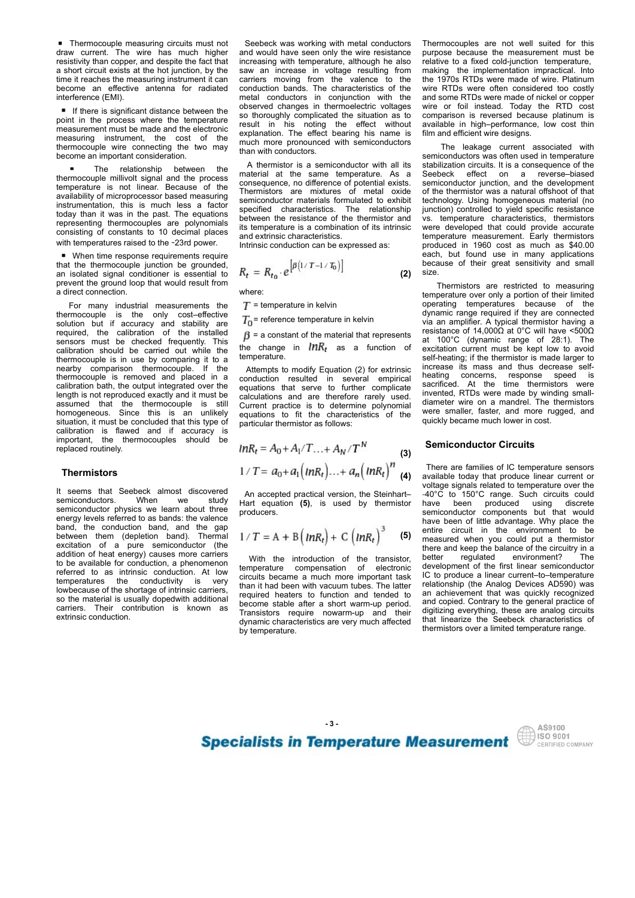- Thermocouple measuring circuits must not draw current. The wire has much higher resistivity than copper, and despite the fact that a short circuit exists at the hot junction, by the time it reaches the measuring instrument it can become an effective antenna for radiated interference (EMI).
- If there is significant distance between the point in the process where the temperature measurement must be made and the electronic measuring instrument, the cost of the thermocouple wire connecting the two may become an important consideration.
- The relationship between the thermocouple millivolt signal and the process temperature is not linear. Because of the availability of microprocessor based measuring instrumentation, this is much less a factor today than it was in the past. The equations representing thermocouples are polynomials consisting of constants to 10 decimal places with temperatures raised to the -23rd power.
- When time response requirements require that the thermocouple junction be grounded, an isolated signal conditioner is essential to prevent the ground loop that would result from a direct connection.

For many industrial measurements the thermocouple is the only cost–effective solution but if accuracy and stability are required, the calibration of the installed sensors must be checked frequently. This calibration should be carried out while the thermocouple is in use by comparing it to a nearby comparison thermocouple. If the thermocouple is removed and placed in a calibration bath, the output integrated over the length is not reproduced exactly and it must be assumed that the thermocouple is still homogeneous. Since this is an unlikely situation, it must be concluded that this type of calibration is flawed and if accuracy is important, the thermocouples should be replaced routinely.

## Thermistors

It seems that Seebeck almost discovered semiconductors. When we study semiconductor physics we learn about three energy levels referred to as bands: the valence band, the conduction band, and the gap between them (depletion band). Thermal excitation of a pure semiconductor (the addition of heat energy) causes more carriers to be available for conduction, a phenomenon referred to as intrinsic conduction. At low temperatures the conductivity is very lowbecause of the shortage of intrinsic carriers, so the material is usually dopedwith additional carriers. Their contribution is known as extrinsic conduction.

Seebeck was working with metal conductors and would have seen only the wire resistance increasing with temperature, although he also saw an increase in voltage resulting from carriers moving from the valence to the conduction bands. The characteristics of the metal conductors in conjunction with the observed changes in thermoelectric voltages so thoroughly complicated the situation as to result in his noting the effect without explanation. The effect bearing his name is much more pronounced with semiconductors than with conductors.

A thermistor is a semiconductor with all its material at the same temperature. As a consequence, no difference of potential exists. Thermistors are mixtures of metal oxide semiconductor materials formulated to exhibit specified characteristics. The relationship between the resistance of the thermistor and its temperature is a combination of its intrinsic and extrinsic characteristics.

Intrinsic conduction can be expressed as:

$$R_t = R_{t_0} \cdot e^{\left[\beta\left(1/T - 1/T_0\right)\right]} \quad \textbf{(2)}$$

where:

$T$ = temperature in kelvin

$T_0$ = reference temperature in kelvin

$\beta$ = a constant of the material that represents the change in $lnR_t$ as a function of temperature.

Attempts to modify Equation (2) for extrinsic conduction resulted in several empirical equations that serve to further complicate calculations and are therefore rarely used. Current practice is to determine polynomial equations to fit the characteristics of the particular thermistor as follows:

$$lnR_t = A_0 + A_1/T \ldots + A_N/T^N \quad \textbf{(3)}$$

$$1/T = a_0 + a_1\left(lnR_t\right) \ldots + a_n\left(lnR_t\right)^n \quad \textbf{(4)}$$

An accepted practical version, the Steinhart–Hart equation **(5)**, is used by thermistor producers.

$$1/T = \mathrm{A} + \mathrm{B}\left(lnR_t\right) + \mathrm{C}\left(lnR_t\right)^3 \quad \textbf{(5)}$$

With the introduction of the transistor, temperature compensation of electronic circuits became a much more important task than it had been with vacuum tubes. The latter required heaters to function and tended to become stable after a short warm-up period. Transistors require nowarm-up and their dynamic characteristics are very much affected by temperature.

Thermocouples are not well suited for this purpose because the measurement must be relative to a fixed cold-junction temperature, making the implementation impractical. Into the 1970s RTDs were made of wire. Platinum wire RTDs were often considered too costly and some RTDs were made of nickel or copper wire or foil instead. Today the RTD cost comparison is reversed because platinum is available in high–performance, low cost thin film and efficient wire designs.

The leakage current associated with semiconductors was often used in temperature stabilization circuits. It is a consequence of the Seebeck effect on a reverse–biased semiconductor junction, and the development of the thermistor was a natural offshoot of that technology. Using homogeneous material (no junction) controlled to yield specific resistance vs. temperature characteristics, thermistors were developed that could provide accurate temperature measurement. Early thermistors produced in 1960 cost as much as $40.00 each, but found use in many applications because of their great sensitivity and small size.

Thermistors are restricted to measuring temperature over only a portion of their limited operating temperatures because of the dynamic range required if they are connected via an amplifier. A typical thermistor having a resistance of 14,000Ω at 0°C will have <500Ω at 100°C (dynamic range of 28:1). The excitation current must be kept low to avoid self-heating; if the thermistor is made larger to increase its mass and thus decrease self-heating concerns, response speed is sacrificed. At the time thermistors were invented, RTDs were made by winding small-diameter wire on a mandrel. The thermistors were smaller, faster, and more rugged, and quickly became much lower in cost.

## Semiconductor Circuits

There are families of IC temperature sensors available today that produce linear current or voltage signals related to temperature over the -40°C to 150°C range. Such circuits could have been produced using discrete semiconductor components but that would have been of little advantage. Why place the entire circuit in the environment to be measured when you could put a thermistor there and keep the balance of the circuitry in a better regulated environment? The development of the first linear semiconductor IC to produce a linear current–to–temperature relationship (the Analog Devices AD590) was an achievement that was quickly recognized and copied. Contrary to the general practice of digitizing everything, these are analog circuits that linearize the Seebeck characteristics of thermistors over a limited temperature range.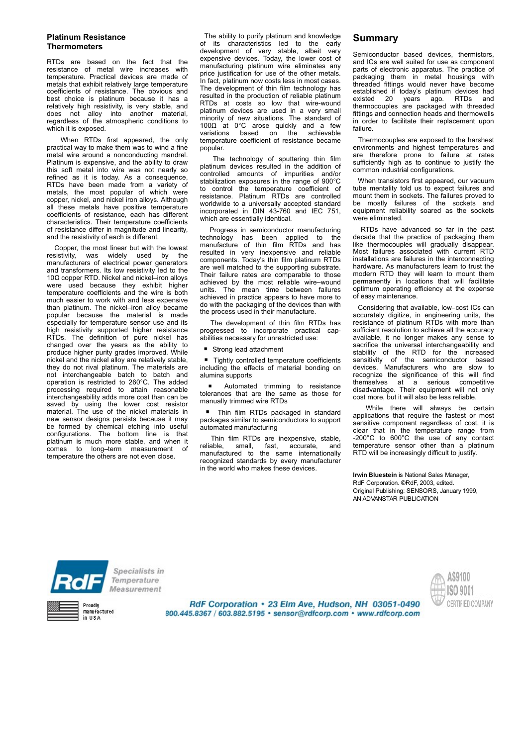### Platinum Resistance Thermometers

RTDs are based on the fact that the resistance of metal wire increases with temperature. Practical devices are made of metals that exhibit relatively large temperature coefficients of resistance. The obvious and best choice is platinum because it has a relatively high resistivity, is very stable, and does not alloy into another material, regardless of the atmospheric conditions to which it is exposed.

When RTDs first appeared, the only practical way to make them was to wind a fine metal wire around a nonconducting mandrel. Platinum is expensive, and the ability to draw this soft metal into wire was not nearly so refined as it is today. As a consequence, RTDs have been made from a variety of metals, the most popular of which were copper, nickel, and nickel iron alloys. Although all these metals have positive temperature coefficients of resistance, each has different characteristics. Their temperature coefficients of resistance differ in magnitude and linearity, and the resistivity of each is different.

Copper, the most linear but with the lowest resistivity, was widely used by the manufacturers of electrical power generators and transformers. Its low resistivity led to the 10Ω copper RTD. Nickel and nickel–iron alloys were used because they exhibit higher temperature coefficients and the wire is both much easier to work with and less expensive than platinum. The nickel–iron alloy became popular because the material is made especially for temperature sensor use and its high resistivity supported higher resistance RTDs. The definition of pure nickel has changed over the years as the ability to produce higher purity grades improved. While nickel and the nickel alloy are relatively stable, they do not rival platinum. The materials are not interchangeable batch to batch and operation is restricted to 260°C. The added processing required to attain reasonable interchangeability adds more cost than can be saved by using the lower cost resistor material. The use of the nickel materials in new sensor designs persists because it may be formed by chemical etching into useful configurations. The bottom line is that platinum is much more stable, and when it comes to long–term measurement of temperature the others are not even close.

The ability to purify platinum and knowledge of its characteristics led to the early development of very stable, albeit very expensive devices. Today, the lower cost of manufacturing platinum wire eliminates any price justification for use of the other metals. In fact, platinum now costs less in most cases. The development of thin film technology has resulted in the production of reliable platinum RTDs at costs so low that wire-wound platinum devices are used in a very small minority of new situations. The standard of 100Ω at 0°C arose quickly and a few variations based on the achievable temperature coefficient of resistance became popular.

The technology of sputtering thin film platinum devices resulted in the addition of controlled amounts of impurities and/or stabilization exposures in the range of 900°C to control the temperature coefficient of resistance. Platinum RTDs are controlled worldwide to a universally accepted standard incorporated in DIN 43-760 and IEC 751, which are essentially identical.

Progress in semiconductor manufacturing technology has been applied to the manufacture of thin film RTDs and has resulted in very inexpensive and reliable components. Today's thin film platinum RTDs are well matched to the supporting substrate. Their failure rates are comparable to those achieved by the most reliable wire–wound units. The mean time between failures achieved in practice appears to have more to do with the packaging of the devices than with the process used in their manufacture.

The development of thin film RTDs has progressed to incorporate practical capabilities necessary for unrestricted use:

- Strong lead attachment
- Tightly controlled temperature coefficients including the effects of material bonding on alumina supports
- Automated trimming to resistance tolerances that are the same as those for manually trimmed wire RTDs
- Thin film RTDs packaged in standard packages similar to semiconductors to support automated manufacturing

Thin film RTDs are inexpensive, stable, reliable, small, fast, accurate, and manufactured to the same internationally recognized standards by every manufacturer in the world who makes these devices.

## Summary

Semiconductor based devices, thermistors, and ICs are well suited for use as component parts of electronic apparatus. The practice of packaging them in metal housings with threaded fittings would never have become established if today's platinum devices had existed 20 years ago. RTDs and thermocouples are packaged with threaded fittings and connection heads and thermowells in order to facilitate their replacement upon failure.

Thermocouples are exposed to the harshest environments and highest temperatures and are therefore prone to failure at rates sufficiently high as to continue to justify the common industrial configurations.

When transistors first appeared, our vacuum tube mentality told us to expect failures and mount them in sockets. The failures proved to be mostly failures of the sockets and equipment reliability soared as the sockets were eliminated.

RTDs have advanced so far in the past decade that the practice of packaging them like thermocouples will gradually disappear. Most failures associated with current RTD installations are failures in the interconnecting hardware. As manufacturers learn to trust the modern RTD they will learn to mount them permanently in locations that will facilitate optimum operating efficiency at the expense of easy maintenance.

Considering that available, low–cost ICs can accurately digitize, in engineering units, the resistance of platinum RTDs with more than sufficient resolution to achieve all the accuracy available, it no longer makes any sense to sacrifice the universal interchangeability and stability of the RTD for the increased sensitivity of the semiconductor based devices. Manufacturers who are slow to recognize the significance of this will find themselves at a serious competitive disadvantage. Their equipment will not only cost more, but it will also be less reliable.

While there will always be certain applications that require the fastest or most sensitive component regardless of cost, it is clear that in the temperature range from -200°C to 600°C the use of any contact temperature sensor other than a platinum RTD will be increasingly difficult to justify.

**Irwin Bluestein** is National Sales Manager, RdF Corporation. ©RdF, 2003, edited.
Original Publishing: SENSORS, January 1999, AN ADVANSTAR PUBLICATION

RdF Specialists in Temperature Measurement

Proudly manufactured in USA

RdF Corporation • 23 Elm Ave, Hudson, NH 03051-0490
800.445.8367 / 603.882.5195 • sensor@rdfcorp.com • www.rdfcorp.com

AS9100 ISO 9001 CERTIFIED COMPANY